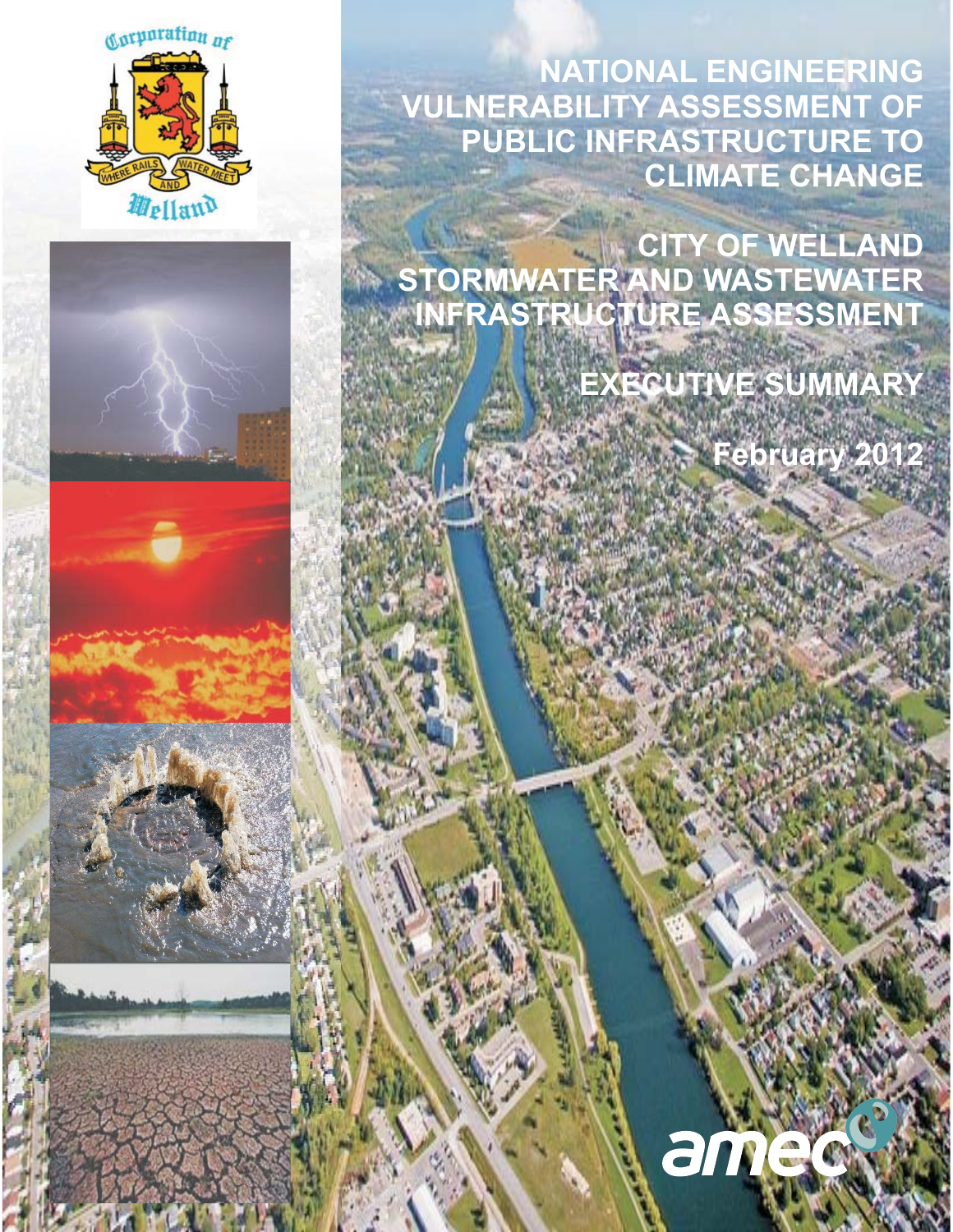# NATIONAL ENGINEERING VULNERABILITY ASSESSMENT OF PUBLIC INFRASTRUCTURE TO CLIMATE CHANGE

## CITY OF WELLAND STORMWATER AND WASTEWATER INFRASTRUCTURE ASSESSMENT

## EXECUTIVE SUMMARY

**February 2012**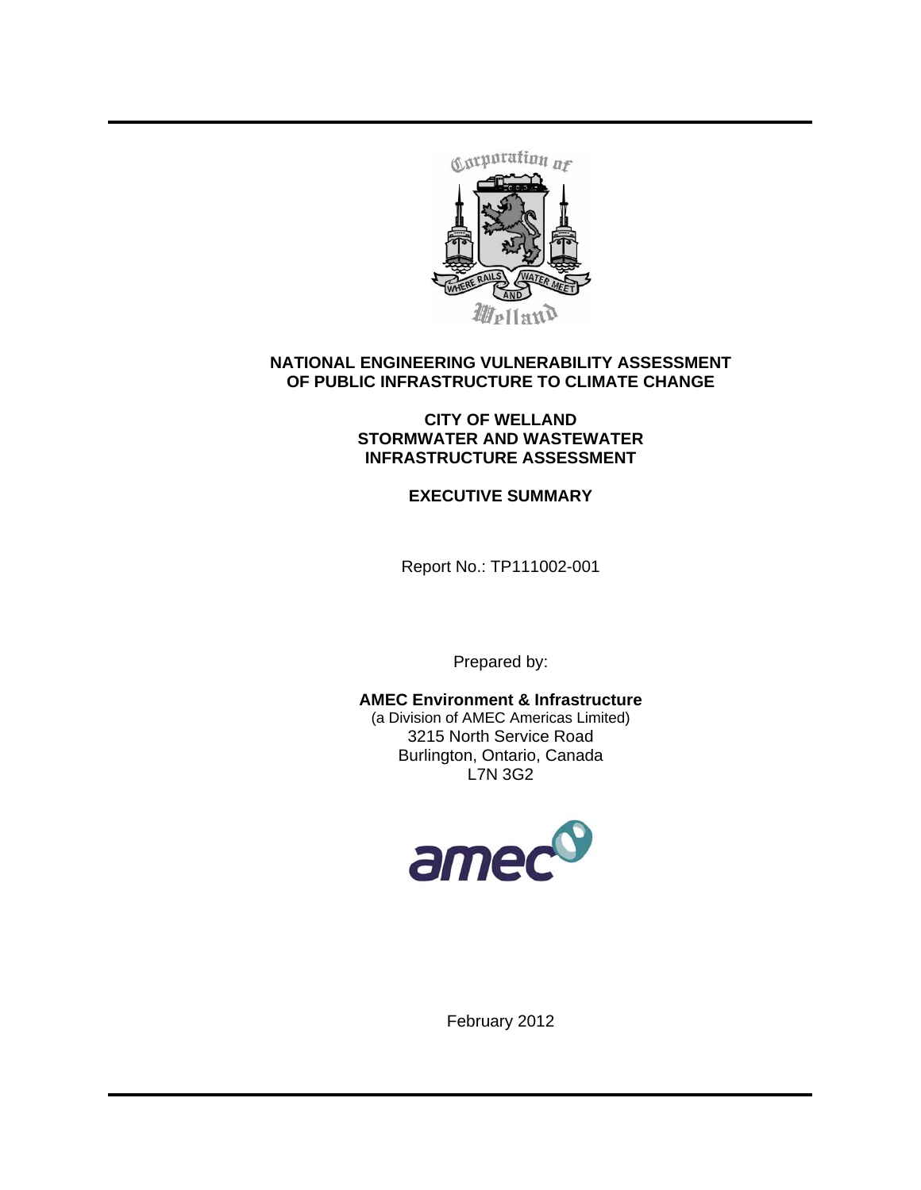# NATIONAL ENGINEERING VULNERABILITY ASSESSMENT OF PUBLIC INFRASTRUCTURE TO CLIMATE CHANGE

## CITY OF WELLAND STORMWATER AND WASTEWATER INFRASTRUCTURE ASSESSMENT

## EXECUTIVE SUMMARY

Report No.: TP111002-001

Prepared by:

**AMEC Environment & Infrastructure**
(a Division of AMEC Americas Limited)
3215 North Service Road
Burlington, Ontario, Canada
L7N 3G2

February 2012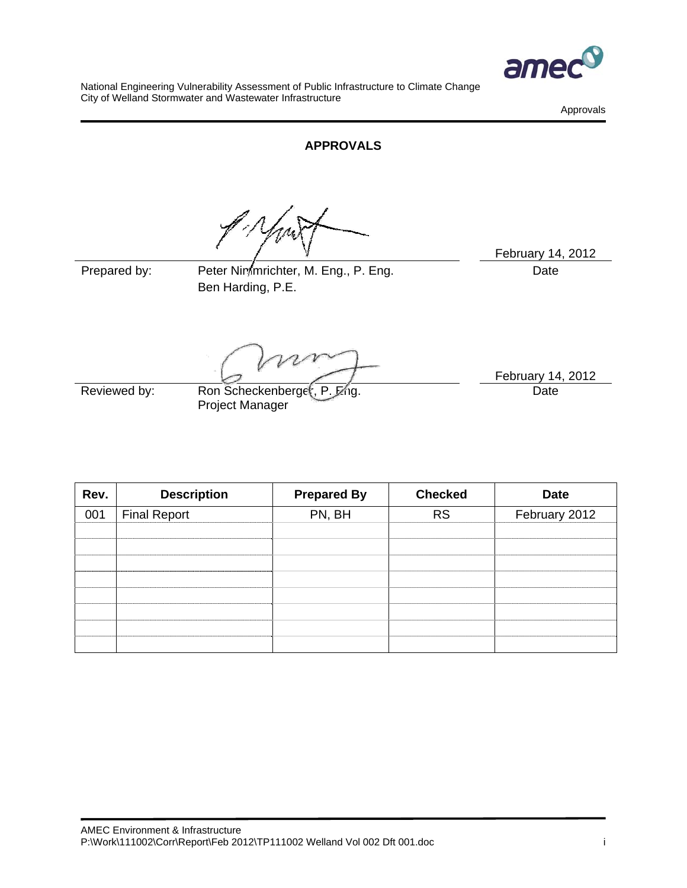# APPROVALS

Prepared by: Peter Nimmrichter, M. Eng., P. Eng.
Ben Harding, P.E.

February 14, 2012
Date

Reviewed by: Ron Scheckenberger, P. Eng.
Project Manager

February 14, 2012
Date

| Rev. | Description | Prepared By | Checked | Date |
|---|---|---|---|---|
| 001 | Final Report | PN, BH | RS | February 2012 |
| | | | | |
| | | | | |
| | | | | |
| | | | | |
| | | | | |
| | | | | |
| | | | | |
| | | | | |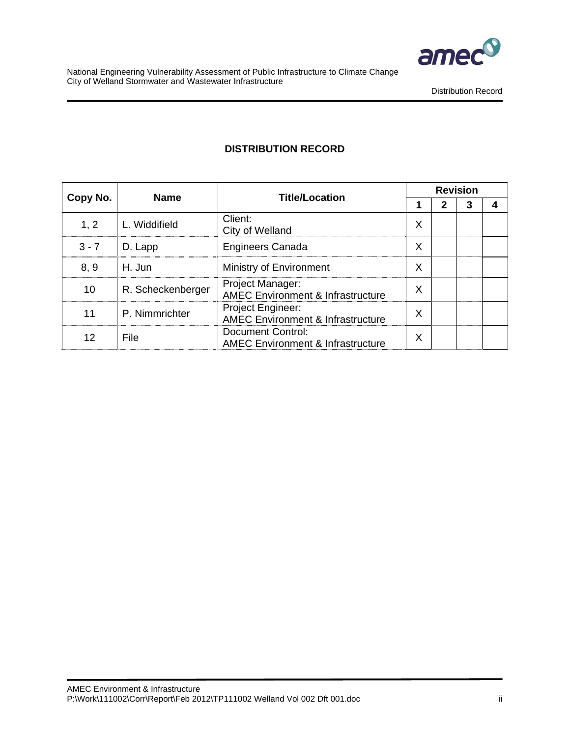## DISTRIBUTION RECORD

| Copy No. | Name | Title/Location | Revision | | | |
|---|---|---|---|---|---|---|
| | | | 1 | 2 | 3 | 4 |
| 1, 2 | L. Widdifield | Client: City of Welland | X | | | |
| 3 - 7 | D. Lapp | Engineers Canada | X | | | |
| 8, 9 | H. Jun | Ministry of Environment | X | | | |
| 10 | R. Scheckenberger | Project Manager: AMEC Environment & Infrastructure | X | | | |
| 11 | P. Nimmrichter | Project Engineer: AMEC Environment & Infrastructure | X | | | |
| 12 | File | Document Control: AMEC Environment & Infrastructure | X | | | |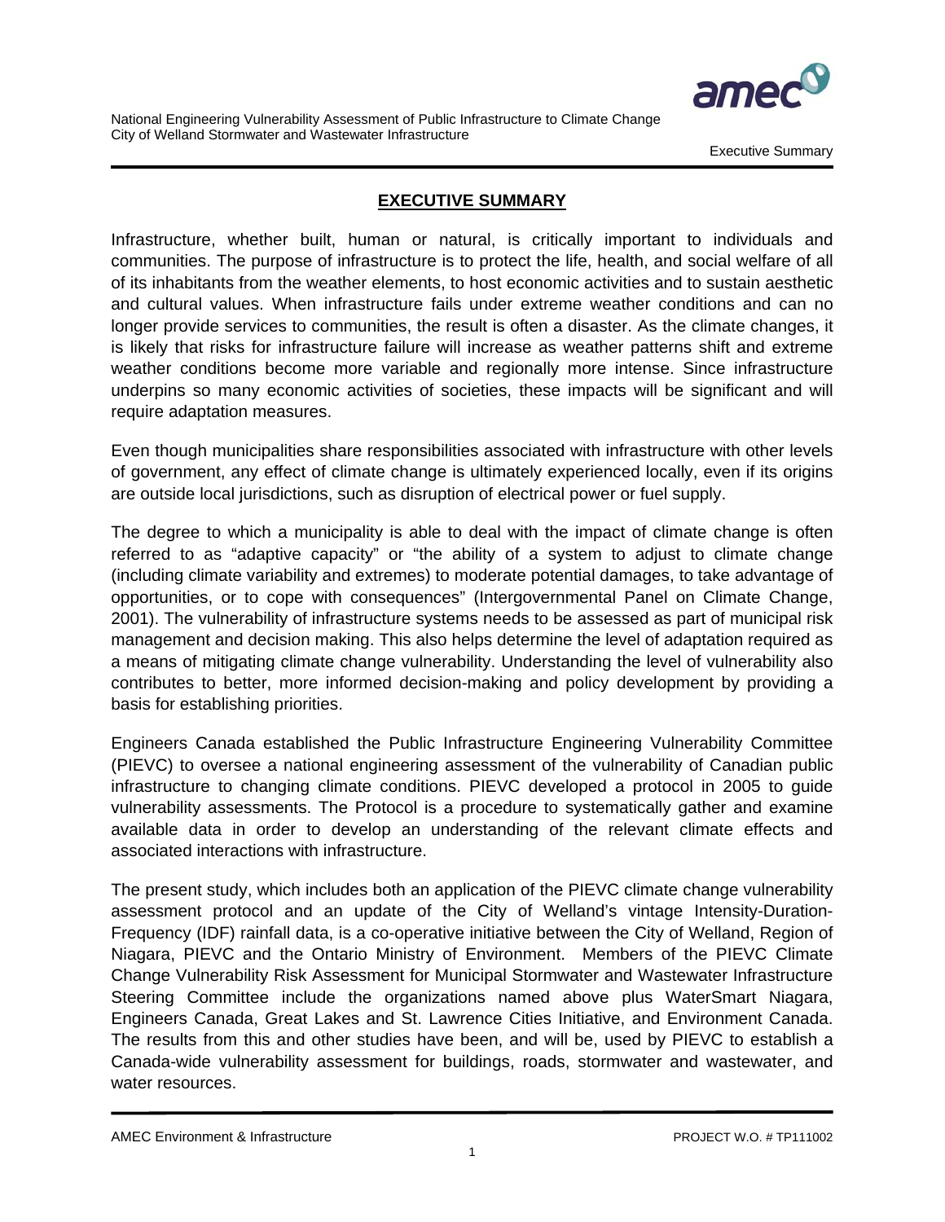## EXECUTIVE SUMMARY

Infrastructure, whether built, human or natural, is critically important to individuals and communities. The purpose of infrastructure is to protect the life, health, and social welfare of all of its inhabitants from the weather elements, to host economic activities and to sustain aesthetic and cultural values. When infrastructure fails under extreme weather conditions and can no longer provide services to communities, the result is often a disaster. As the climate changes, it is likely that risks for infrastructure failure will increase as weather patterns shift and extreme weather conditions become more variable and regionally more intense. Since infrastructure underpins so many economic activities of societies, these impacts will be significant and will require adaptation measures.

Even though municipalities share responsibilities associated with infrastructure with other levels of government, any effect of climate change is ultimately experienced locally, even if its origins are outside local jurisdictions, such as disruption of electrical power or fuel supply.

The degree to which a municipality is able to deal with the impact of climate change is often referred to as "adaptive capacity" or "the ability of a system to adjust to climate change (including climate variability and extremes) to moderate potential damages, to take advantage of opportunities, or to cope with consequences" (Intergovernmental Panel on Climate Change, 2001). The vulnerability of infrastructure systems needs to be assessed as part of municipal risk management and decision making. This also helps determine the level of adaptation required as a means of mitigating climate change vulnerability. Understanding the level of vulnerability also contributes to better, more informed decision-making and policy development by providing a basis for establishing priorities.

Engineers Canada established the Public Infrastructure Engineering Vulnerability Committee (PIEVC) to oversee a national engineering assessment of the vulnerability of Canadian public infrastructure to changing climate conditions. PIEVC developed a protocol in 2005 to guide vulnerability assessments. The Protocol is a procedure to systematically gather and examine available data in order to develop an understanding of the relevant climate effects and associated interactions with infrastructure.

The present study, which includes both an application of the PIEVC climate change vulnerability assessment protocol and an update of the City of Welland's vintage Intensity-Duration-Frequency (IDF) rainfall data, is a co-operative initiative between the City of Welland, Region of Niagara, PIEVC and the Ontario Ministry of Environment. Members of the PIEVC Climate Change Vulnerability Risk Assessment for Municipal Stormwater and Wastewater Infrastructure Steering Committee include the organizations named above plus WaterSmart Niagara, Engineers Canada, Great Lakes and St. Lawrence Cities Initiative, and Environment Canada. The results from this and other studies have been, and will be, used by PIEVC to establish a Canada-wide vulnerability assessment for buildings, roads, stormwater and wastewater, and water resources.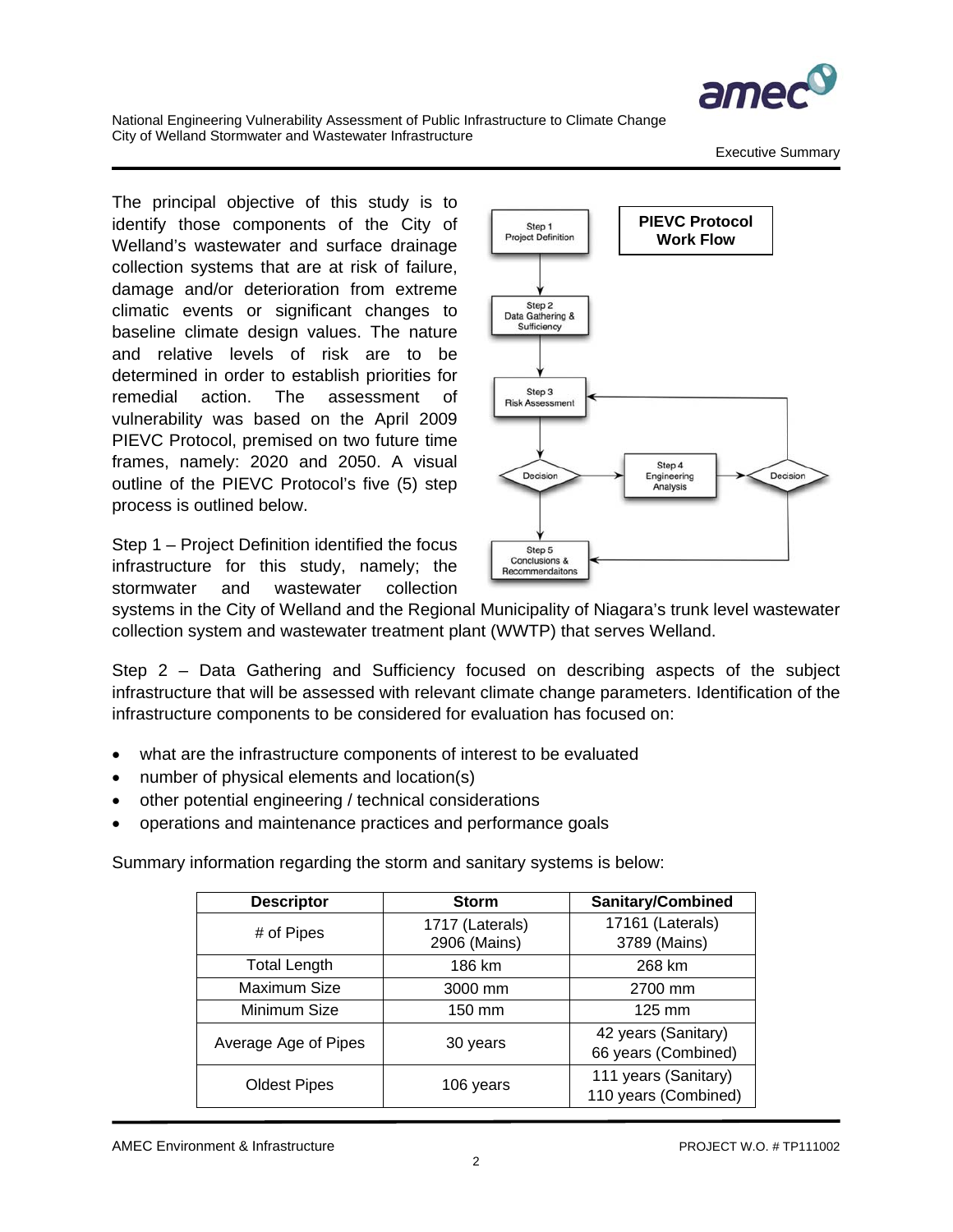The principal objective of this study is to identify those components of the City of Welland's wastewater and surface drainage collection systems that are at risk of failure, damage and/or deterioration from extreme climatic events or significant changes to baseline climate design values. The nature and relative levels of risk are to be determined in order to establish priorities for remedial action. The assessment of vulnerability was based on the April 2009 PIEVC Protocol, premised on two future time frames, namely: 2020 and 2050. A visual outline of the PIEVC Protocol's five (5) step process is outlined below.

**PIEVC Protocol Work Flow**

Step 1 Project Definition → Step 2 Data Gathering & Sufficiency → Step 3 Risk Assessment → Decision → Step 4 Engineering Analysis → Decision → Step 5 Conclusions & Recommendaitons

Step 1 – Project Definition identified the focus infrastructure for this study, namely; the stormwater and wastewater collection systems in the City of Welland and the Regional Municipality of Niagara's trunk level wastewater collection system and wastewater treatment plant (WWTP) that serves Welland.

Step 2 – Data Gathering and Sufficiency focused on describing aspects of the subject infrastructure that will be assessed with relevant climate change parameters. Identification of the infrastructure components to be considered for evaluation has focused on:

- what are the infrastructure components of interest to be evaluated
- number of physical elements and location(s)
- other potential engineering / technical considerations
- operations and maintenance practices and performance goals

Summary information regarding the storm and sanitary systems is below:

| Descriptor | Storm | Sanitary/Combined |
|---|---|---|
| # of Pipes | 1717 (Laterals)<br>2906 (Mains) | 17161 (Laterals)<br>3789 (Mains) |
| Total Length | 186 km | 268 km |
| Maximum Size | 3000 mm | 2700 mm |
| Minimum Size | 150 mm | 125 mm |
| Average Age of Pipes | 30 years | 42 years (Sanitary)<br>66 years (Combined) |
| Oldest Pipes | 106 years | 111 years (Sanitary)<br>110 years (Combined) |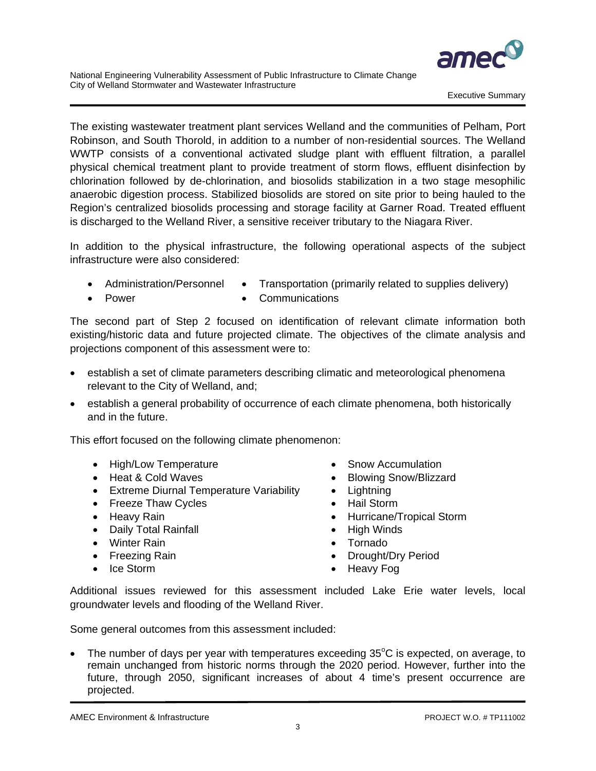The existing wastewater treatment plant services Welland and the communities of Pelham, Port Robinson, and South Thorold, in addition to a number of non-residential sources. The Welland WWTP consists of a conventional activated sludge plant with effluent filtration, a parallel physical chemical treatment plant to provide treatment of storm flows, effluent disinfection by chlorination followed by de-chlorination, and biosolids stabilization in a two stage mesophilic anaerobic digestion process. Stabilized biosolids are stored on site prior to being hauled to the Region's centralized biosolids processing and storage facility at Garner Road. Treated effluent is discharged to the Welland River, a sensitive receiver tributary to the Niagara River.

In addition to the physical infrastructure, the following operational aspects of the subject infrastructure were also considered:

- Administration/Personnel
- Power
- Transportation (primarily related to supplies delivery)
- Communications

The second part of Step 2 focused on identification of relevant climate information both existing/historic data and future projected climate. The objectives of the climate analysis and projections component of this assessment were to:

- establish a set of climate parameters describing climatic and meteorological phenomena relevant to the City of Welland, and;
- establish a general probability of occurrence of each climate phenomena, both historically and in the future.

This effort focused on the following climate phenomenon:

- High/Low Temperature
- Heat & Cold Waves
- Extreme Diurnal Temperature Variability
- Freeze Thaw Cycles
- Heavy Rain
- Daily Total Rainfall
- Winter Rain
- Freezing Rain
- Ice Storm
- Snow Accumulation
- Blowing Snow/Blizzard
- Lightning
- Hail Storm
- Hurricane/Tropical Storm
- High Winds
- Tornado
- Drought/Dry Period
- Heavy Fog

Additional issues reviewed for this assessment included Lake Erie water levels, local groundwater levels and flooding of the Welland River.

Some general outcomes from this assessment included:

- The number of days per year with temperatures exceeding 35°C is expected, on average, to remain unchanged from historic norms through the 2020 period. However, further into the future, through 2050, significant increases of about 4 time's present occurrence are projected.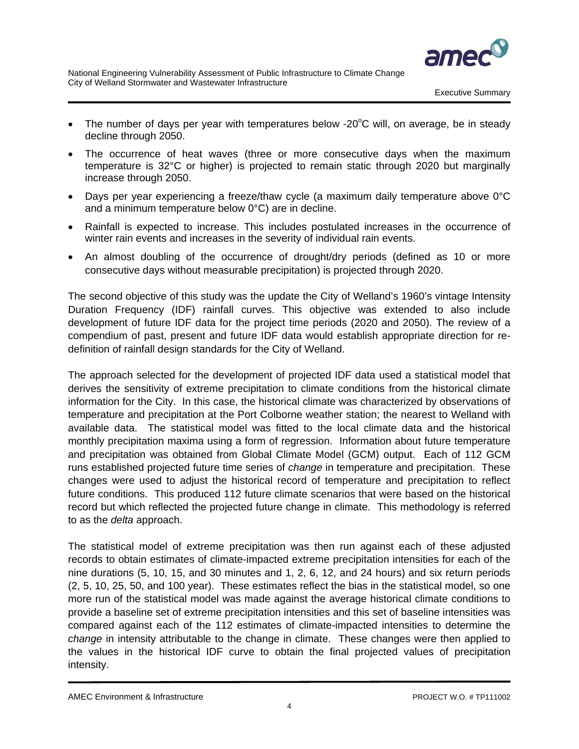- The number of days per year with temperatures below -20°C will, on average, be in steady decline through 2050.
- The occurrence of heat waves (three or more consecutive days when the maximum temperature is 32°C or higher) is projected to remain static through 2020 but marginally increase through 2050.
- Days per year experiencing a freeze/thaw cycle (a maximum daily temperature above 0°C and a minimum temperature below 0°C) are in decline.
- Rainfall is expected to increase. This includes postulated increases in the occurrence of winter rain events and increases in the severity of individual rain events.
- An almost doubling of the occurrence of drought/dry periods (defined as 10 or more consecutive days without measurable precipitation) is projected through 2020.

The second objective of this study was the update the City of Welland's 1960's vintage Intensity Duration Frequency (IDF) rainfall curves. This objective was extended to also include development of future IDF data for the project time periods (2020 and 2050). The review of a compendium of past, present and future IDF data would establish appropriate direction for re-definition of rainfall design standards for the City of Welland.

The approach selected for the development of projected IDF data used a statistical model that derives the sensitivity of extreme precipitation to climate conditions from the historical climate information for the City. In this case, the historical climate was characterized by observations of temperature and precipitation at the Port Colborne weather station; the nearest to Welland with available data. The statistical model was fitted to the local climate data and the historical monthly precipitation maxima using a form of regression. Information about future temperature and precipitation was obtained from Global Climate Model (GCM) output. Each of 112 GCM runs established projected future time series of *change* in temperature and precipitation. These changes were used to adjust the historical record of temperature and precipitation to reflect future conditions. This produced 112 future climate scenarios that were based on the historical record but which reflected the projected future change in climate. This methodology is referred to as the *delta* approach.

The statistical model of extreme precipitation was then run against each of these adjusted records to obtain estimates of climate-impacted extreme precipitation intensities for each of the nine durations (5, 10, 15, and 30 minutes and 1, 2, 6, 12, and 24 hours) and six return periods (2, 5, 10, 25, 50, and 100 year). These estimates reflect the bias in the statistical model, so one more run of the statistical model was made against the average historical climate conditions to provide a baseline set of extreme precipitation intensities and this set of baseline intensities was compared against each of the 112 estimates of climate-impacted intensities to determine the *change* in intensity attributable to the change in climate. These changes were then applied to the values in the historical IDF curve to obtain the final projected values of precipitation intensity.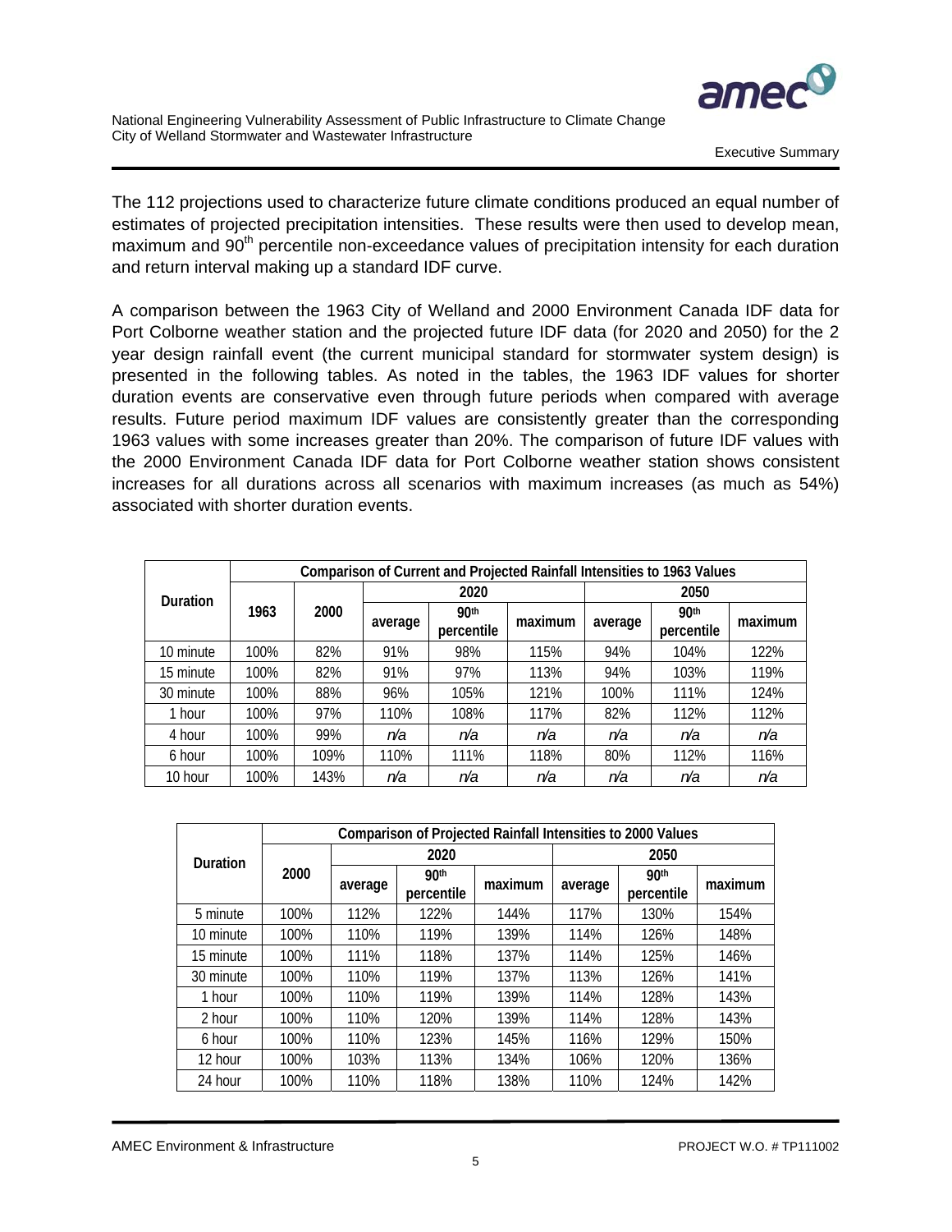The 112 projections used to characterize future climate conditions produced an equal number of estimates of projected precipitation intensities. These results were then used to develop mean, maximum and 90th percentile non-exceedance values of precipitation intensity for each duration and return interval making up a standard IDF curve.

A comparison between the 1963 City of Welland and 2000 Environment Canada IDF data for Port Colborne weather station and the projected future IDF data (for 2020 and 2050) for the 2 year design rainfall event (the current municipal standard for stormwater system design) is presented in the following tables. As noted in the tables, the 1963 IDF values for shorter duration events are conservative even through future periods when compared with average results. Future period maximum IDF values are consistently greater than the corresponding 1963 values with some increases greater than 20%. The comparison of future IDF values with the 2000 Environment Canada IDF data for Port Colborne weather station shows consistent increases for all durations across all scenarios with maximum increases (as much as 54%) associated with shorter duration events.

| Duration | Comparison of Current and Projected Rainfall Intensities to 1963 Values | | | | | | | |
|---|---|---|---|---|---|---|---|---|
| | 1963 | 2000 | 2020 | | | 2050 | | |
| | | | average | 90th percentile | maximum | average | 90th percentile | maximum |
| 10 minute | 100% | 82% | 91% | 98% | 115% | 94% | 104% | 122% |
| 15 minute | 100% | 82% | 91% | 97% | 113% | 94% | 103% | 119% |
| 30 minute | 100% | 88% | 96% | 105% | 121% | 100% | 111% | 124% |
| 1 hour | 100% | 97% | 110% | 108% | 117% | 82% | 112% | 112% |
| 4 hour | 100% | 99% | n/a | n/a | n/a | n/a | n/a | n/a |
| 6 hour | 100% | 109% | 110% | 111% | 118% | 80% | 112% | 116% |
| 10 hour | 100% | 143% | n/a | n/a | n/a | n/a | n/a | n/a |

| Duration | Comparison of Projected Rainfall Intensities to 2000 Values | | | | | | |
|---|---|---|---|---|---|---|---|
| | 2000 | 2020 | | | 2050 | | |
| | | average | 90th percentile | maximum | average | 90th percentile | maximum |
| 5 minute | 100% | 112% | 122% | 144% | 117% | 130% | 154% |
| 10 minute | 100% | 110% | 119% | 139% | 114% | 126% | 148% |
| 15 minute | 100% | 111% | 118% | 137% | 114% | 125% | 146% |
| 30 minute | 100% | 110% | 119% | 137% | 113% | 126% | 141% |
| 1 hour | 100% | 110% | 119% | 139% | 114% | 128% | 143% |
| 2 hour | 100% | 110% | 120% | 139% | 114% | 128% | 143% |
| 6 hour | 100% | 110% | 123% | 145% | 116% | 129% | 150% |
| 12 hour | 100% | 103% | 113% | 134% | 106% | 120% | 136% |
| 24 hour | 100% | 110% | 118% | 138% | 110% | 124% | 142% |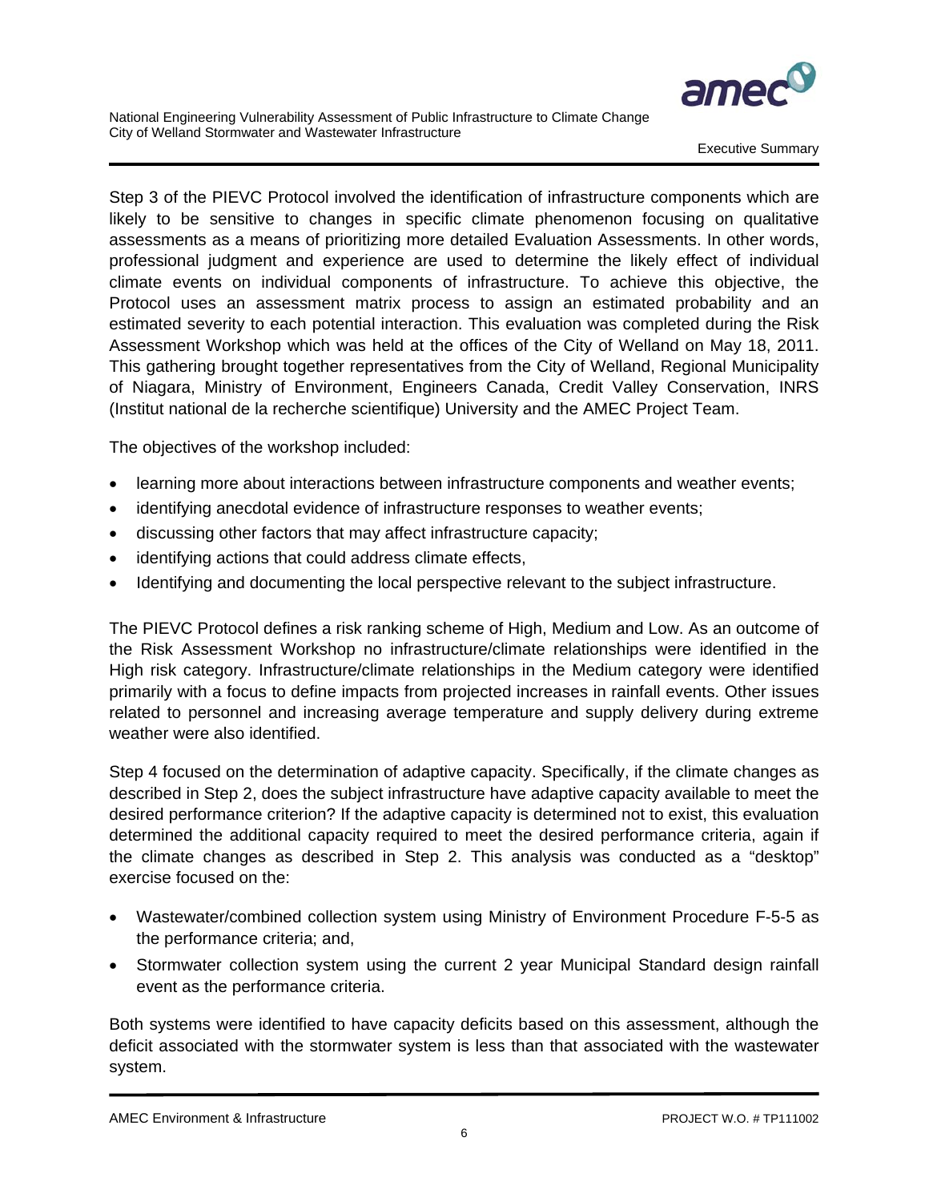Step 3 of the PIEVC Protocol involved the identification of infrastructure components which are likely to be sensitive to changes in specific climate phenomenon focusing on qualitative assessments as a means of prioritizing more detailed Evaluation Assessments. In other words, professional judgment and experience are used to determine the likely effect of individual climate events on individual components of infrastructure. To achieve this objective, the Protocol uses an assessment matrix process to assign an estimated probability and an estimated severity to each potential interaction. This evaluation was completed during the Risk Assessment Workshop which was held at the offices of the City of Welland on May 18, 2011. This gathering brought together representatives from the City of Welland, Regional Municipality of Niagara, Ministry of Environment, Engineers Canada, Credit Valley Conservation, INRS (Institut national de la recherche scientifique) University and the AMEC Project Team.

The objectives of the workshop included:

- learning more about interactions between infrastructure components and weather events;
- identifying anecdotal evidence of infrastructure responses to weather events;
- discussing other factors that may affect infrastructure capacity;
- identifying actions that could address climate effects,
- Identifying and documenting the local perspective relevant to the subject infrastructure.

The PIEVC Protocol defines a risk ranking scheme of High, Medium and Low. As an outcome of the Risk Assessment Workshop no infrastructure/climate relationships were identified in the High risk category. Infrastructure/climate relationships in the Medium category were identified primarily with a focus to define impacts from projected increases in rainfall events. Other issues related to personnel and increasing average temperature and supply delivery during extreme weather were also identified.

Step 4 focused on the determination of adaptive capacity. Specifically, if the climate changes as described in Step 2, does the subject infrastructure have adaptive capacity available to meet the desired performance criterion? If the adaptive capacity is determined not to exist, this evaluation determined the additional capacity required to meet the desired performance criteria, again if the climate changes as described in Step 2. This analysis was conducted as a “desktop” exercise focused on the:

- Wastewater/combined collection system using Ministry of Environment Procedure F-5-5 as the performance criteria; and,
- Stormwater collection system using the current 2 year Municipal Standard design rainfall event as the performance criteria.

Both systems were identified to have capacity deficits based on this assessment, although the deficit associated with the stormwater system is less than that associated with the wastewater system.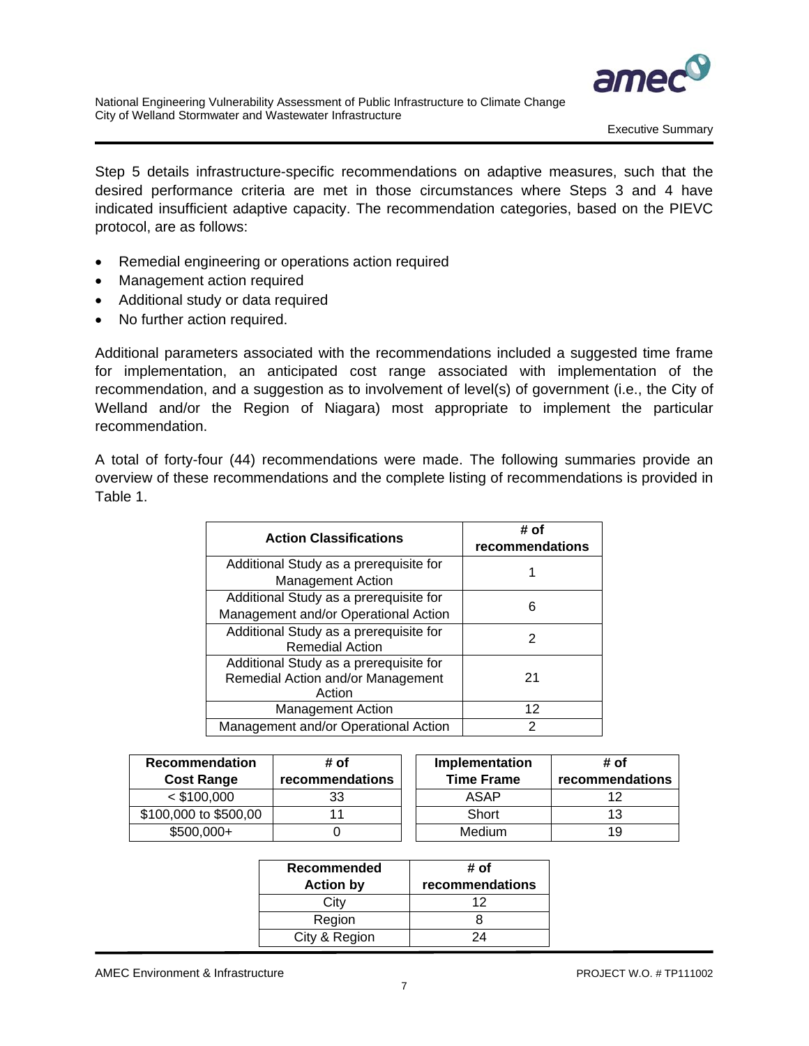Step 5 details infrastructure-specific recommendations on adaptive measures, such that the desired performance criteria are met in those circumstances where Steps 3 and 4 have indicated insufficient adaptive capacity. The recommendation categories, based on the PIEVC protocol, are as follows:

- Remedial engineering or operations action required
- Management action required
- Additional study or data required
- No further action required.

Additional parameters associated with the recommendations included a suggested time frame for implementation, an anticipated cost range associated with implementation of the recommendation, and a suggestion as to involvement of level(s) of government (i.e., the City of Welland and/or the Region of Niagara) most appropriate to implement the particular recommendation.

A total of forty-four (44) recommendations were made. The following summaries provide an overview of these recommendations and the complete listing of recommendations is provided in Table 1.

| Action Classifications | # of recommendations |
|---|---|
| Additional Study as a prerequisite for Management Action | 1 |
| Additional Study as a prerequisite for Management and/or Operational Action | 6 |
| Additional Study as a prerequisite for Remedial Action | 2 |
| Additional Study as a prerequisite for Remedial Action and/or Management Action | 21 |
| Management Action | 12 |
| Management and/or Operational Action | 2 |

| Recommendation Cost Range | # of recommendations |
|---|---|
| < $100,000 | 33 |
| $100,000 to $500,00 | 11 |
| $500,000+ | 0 |

| Implementation Time Frame | # of recommendations |
|---|---|
| ASAP | 12 |
| Short | 13 |
| Medium | 19 |

| Recommended Action by | # of recommendations |
|---|---|
| City | 12 |
| Region | 8 |
| City & Region | 24 |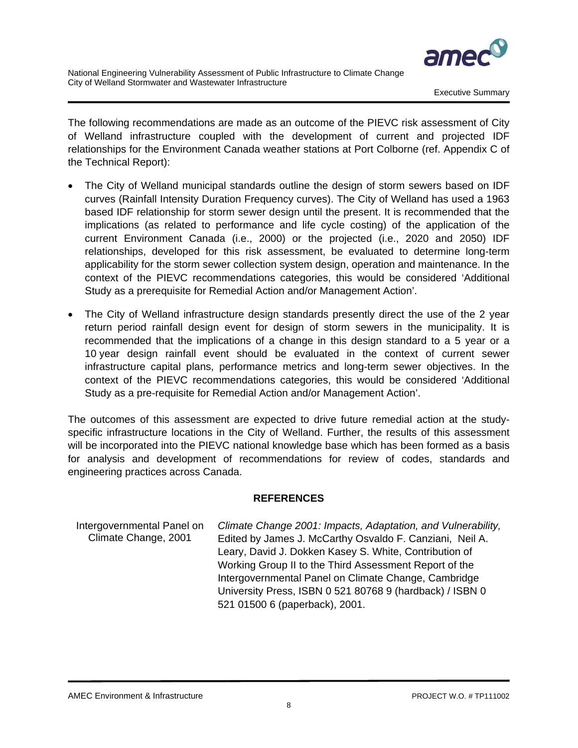The following recommendations are made as an outcome of the PIEVC risk assessment of City of Welland infrastructure coupled with the development of current and projected IDF relationships for the Environment Canada weather stations at Port Colborne (ref. Appendix C of the Technical Report):

- The City of Welland municipal standards outline the design of storm sewers based on IDF curves (Rainfall Intensity Duration Frequency curves). The City of Welland has used a 1963 based IDF relationship for storm sewer design until the present. It is recommended that the implications (as related to performance and life cycle costing) of the application of the current Environment Canada (i.e., 2000) or the projected (i.e., 2020 and 2050) IDF relationships, developed for this risk assessment, be evaluated to determine long-term applicability for the storm sewer collection system design, operation and maintenance. In the context of the PIEVC recommendations categories, this would be considered 'Additional Study as a prerequisite for Remedial Action and/or Management Action'.
- The City of Welland infrastructure design standards presently direct the use of the 2 year return period rainfall design event for design of storm sewers in the municipality. It is recommended that the implications of a change in this design standard to a 5 year or a 10 year design rainfall event should be evaluated in the context of current sewer infrastructure capital plans, performance metrics and long-term sewer objectives. In the context of the PIEVC recommendations categories, this would be considered 'Additional Study as a pre-requisite for Remedial Action and/or Management Action'.

The outcomes of this assessment are expected to drive future remedial action at the study-specific infrastructure locations in the City of Welland. Further, the results of this assessment will be incorporated into the PIEVC national knowledge base which has been formed as a basis for analysis and development of recommendations for review of codes, standards and engineering practices across Canada.

## REFERENCES

| | |
|---|---|
| Intergovernmental Panel on Climate Change, 2001 | *Climate Change 2001: Impacts, Adaptation, and Vulnerability,* Edited by James J. McCarthy Osvaldo F. Canziani, Neil A. Leary, David J. Dokken Kasey S. White, Contribution of Working Group II to the Third Assessment Report of the Intergovernmental Panel on Climate Change, Cambridge University Press, ISBN 0 521 80768 9 (hardback) / ISBN 0 521 01500 6 (paperback), 2001. |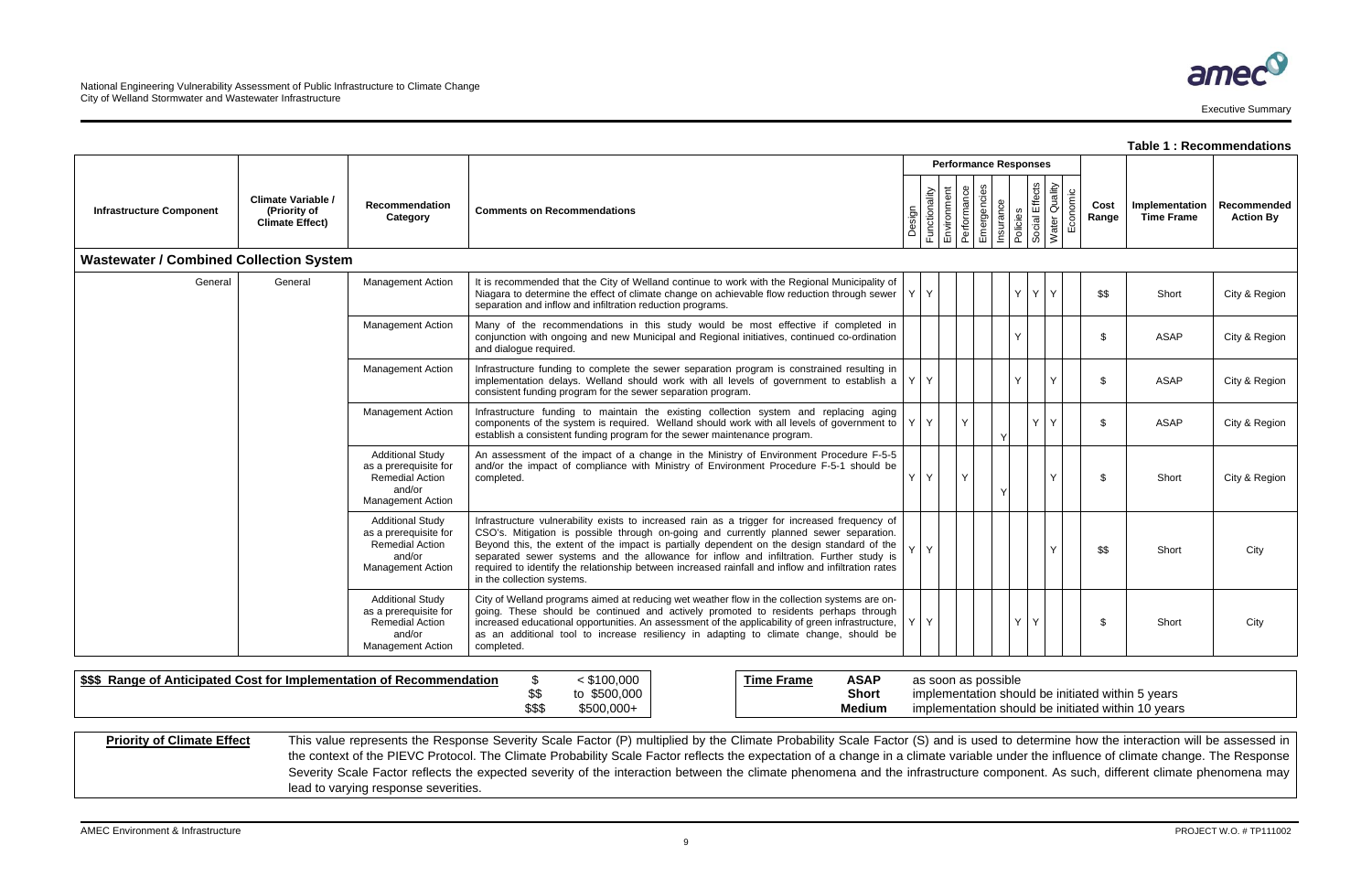## Table 1 : Recommendations

| Infrastructure Component | Climate Variable / (Priority of Climate Effect) | Recommendation Category | Comments on Recommendations | Performance Responses | | | | | | | | | | Cost Range | Implementation Time Frame | Recommended Action By |
|---|---|---|---|---|---|---|---|---|---|---|---|---|---|---|---|---|
| | | | | Design | Functionality | Environment | Performance | Emergencies | Insurance | Policies | Social Effects | Water Quality | Economic | | | |
| **Wastewater / Combined Collection System** | | | | | | | | | | | | | | | | |
| General | General | Management Action | It is recommended that the City of Welland continue to work with the Regional Municipality of Niagara to determine the effect of climate change on achievable flow reduction through sewer separation and inflow and infiltration reduction programs. | Y | Y | | | | | Y | Y | Y | | $$ | Short | City & Region |
| | | Management Action | Many of the recommendations in this study would be most effective if completed in conjunction with ongoing and new Municipal and Regional initiatives, continued co-ordination and dialogue required. | | | | | | | Y | | | | $ | ASAP | City & Region |
| | | Management Action | Infrastructure funding to complete the sewer separation program is constrained resulting in implementation delays. Welland should work with all levels of government to establish a consistent funding program for the sewer separation program. | Y | Y | | | | | Y | | Y | | $ | ASAP | City & Region |
| | | Management Action | Infrastructure funding to maintain the existing collection system and replacing aging components of the system is required. Welland should work with all levels of government to establish a consistent funding program for the sewer maintenance program. | Y | Y | | Y | | Y | | Y | Y | | $ | ASAP | City & Region |
| | | Additional Study as a prerequisite for Remedial Action and/or Management Action | An assessment of the impact of a change in the Ministry of Environment Procedure F-5-5 and/or the impact of compliance with Ministry of Environment Procedure F-5-1 should be completed. | Y | Y | | Y | | Y | | | Y | | $ | Short | City & Region |
| | | Additional Study as a prerequisite for Remedial Action and/or Management Action | Infrastructure vulnerability exists to increased rain as a trigger for increased frequency of CSO's. Mitigation is possible through on-going and currently planned sewer separation. Beyond this, the extent of the impact is partially dependent on the design standard of the separated sewer systems and the allowance for inflow and infiltration. Further study is required to identify the relationship between increased rainfall and inflow and infiltration rates in the collection systems. | Y | Y | | | | | | | Y | | $$ | Short | City |
| | | Additional Study as a prerequisite for Remedial Action and/or Management Action | City of Welland programs aimed at reducing wet weather flow in the collection systems are on-going. These should be continued and actively promoted to residents perhaps through increased educational opportunities. An assessment of the applicability of green infrastructure, as an additional tool to increase resiliency in adapting to climate change, should be completed. | Y | Y | | | | | Y | Y | | | $ | Short | City |

**$$$ Range of Anticipated Cost for Implementation of Recommendation**

| | |
|---|---|
| $ | < $100,000 |
| $$ | to $500,000 |
| $$$ | $500,000+ |

**Time Frame**

| | |
|---|---|
| **ASAP** | as soon as possible |
| **Short** | implementation should be initiated within 5 years |
| **Medium** | implementation should be initiated within 10 years |

**Priority of Climate Effect** This value represents the Response Severity Scale Factor (P) multiplied by the Climate Probability Scale Factor (S) and is used to determine how the interaction will be assessed in the context of the PIEVC Protocol. The Climate Probability Scale Factor reflects the expectation of a change in a climate variable under the influence of climate change. The Response Severity Scale Factor reflects the expected severity of the interaction between the climate phenomena and the infrastructure component. As such, different climate phenomena may lead to varying response severities.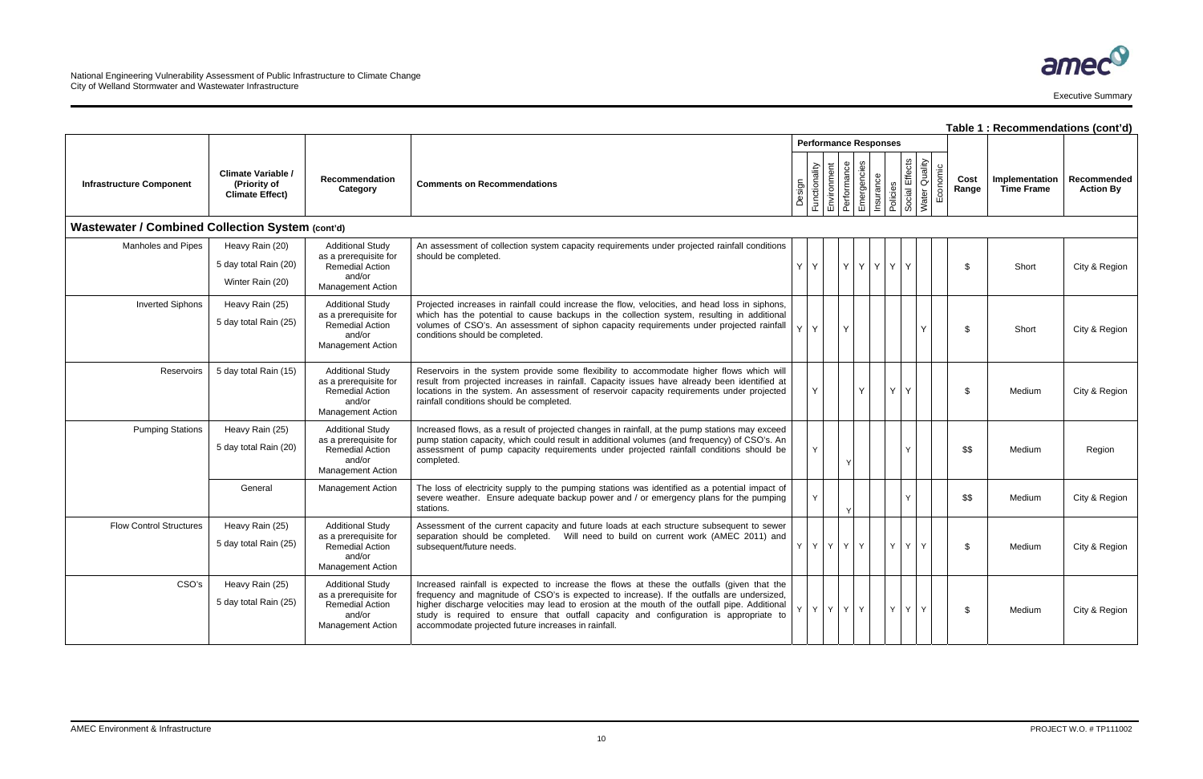**Table 1 : Recommendations (cont'd)**

| Infrastructure Component | Climate Variable / (Priority of Climate Effect) | Recommendation Category | Comments on Recommendations | Performance Responses: Design | Functionality | Environment | Performance | Emergencies | Insurance | Policies | Social Effects | Water Quality | Economic | Cost Range | Implementation Time Frame | Recommended Action By |
|---|---|---|---|---|---|---|---|---|---|---|---|---|---|---|---|---|
| **Wastewater / Combined Collection System (cont'd)** | | | | | | | | | | | | | | | | |
| Manholes and Pipes | Heavy Rain (20)<br>5 day total Rain (20)<br>Winter Rain (20) | Additional Study as a prerequisite for Remedial Action and/or Management Action | An assessment of collection system capacity requirements under projected rainfall conditions should be completed. | Y | Y | | Y | Y | Y | Y | Y | | | $ | Short | City & Region |
| Inverted Siphons | Heavy Rain (25)<br>5 day total Rain (25) | Additional Study as a prerequisite for Remedial Action and/or Management Action | Projected increases in rainfall could increase the flow, velocities, and head loss in siphons, which has the potential to cause backups in the collection system, resulting in additional volumes of CSO's. An assessment of siphon capacity requirements under projected rainfall conditions should be completed. | Y | Y | | Y | | | | | Y | | $ | Short | City & Region |
| Reservoirs | 5 day total Rain (15) | Additional Study as a prerequisite for Remedial Action and/or Management Action | Reservoirs in the system provide some flexibility to accommodate higher flows which will result from projected increases in rainfall. Capacity issues have already been identified at locations in the system. An assessment of reservoir capacity requirements under projected rainfall conditions should be completed. | | Y | | | Y | | Y | Y | | | $ | Medium | City & Region |
| Pumping Stations | Heavy Rain (25)<br>5 day total Rain (20) | Additional Study as a prerequisite for Remedial Action and/or Management Action | Increased flows, as a result of projected changes in rainfall, at the pump stations may exceed pump station capacity, which could result in additional volumes (and frequency) of CSO's. An assessment of pump capacity requirements under projected rainfall conditions should be completed. | | Y | | Y | | | | Y | | | $$ | Medium | Region |
| | General | Management Action | The loss of electricity supply to the pumping stations was identified as a potential impact of severe weather. Ensure adequate backup power and / or emergency plans for the pumping stations. | | Y | | Y | | | | Y | | | $$ | Medium | City & Region |
| Flow Control Structures | Heavy Rain (25)<br>5 day total Rain (25) | Additional Study as a prerequisite for Remedial Action and/or Management Action | Assessment of the current capacity and future loads at each structure subsequent to sewer separation should be completed. Will need to build on current work (AMEC 2011) and subsequent/future needs. | Y | Y | Y | Y | Y | | Y | Y | Y | | $ | Medium | City & Region |
| CSO's | Heavy Rain (25)<br>5 day total Rain (25) | Additional Study as a prerequisite for Remedial Action and/or Management Action | Increased rainfall is expected to increase the flows at these the outfalls (given that the frequency and magnitude of CSO's is expected to increase). If the outfalls are undersized, higher discharge velocities may lead to erosion at the mouth of the outfall pipe. Additional study is required to ensure that outfall capacity and configuration is appropriate to accommodate projected future increases in rainfall. | Y | Y | Y | Y | Y | | Y | Y | Y | | $ | Medium | City & Region |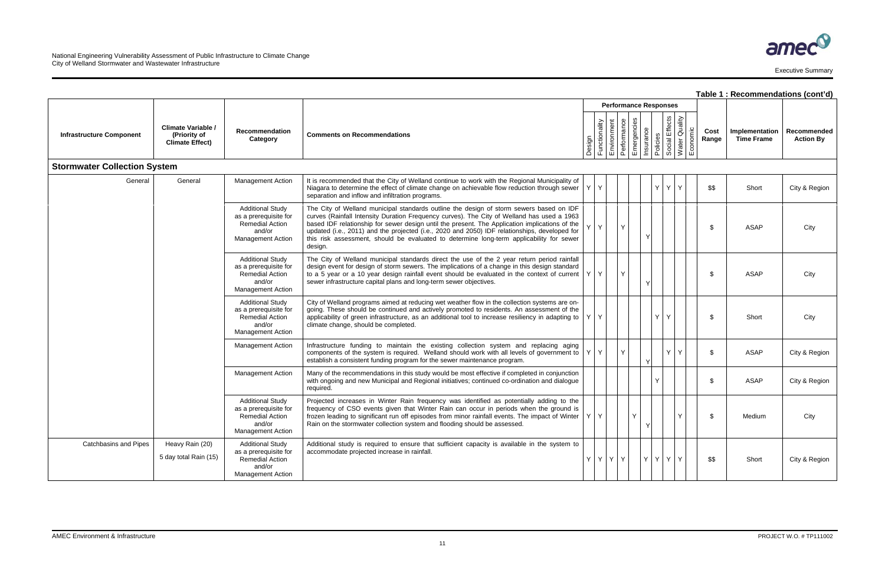**Table 1 : Recommendations (cont'd)**

| Infrastructure Component | Climate Variable / (Priority of Climate Effect) | Recommendation Category | Comments on Recommendations | Performance Responses | | | | | | | | | | Cost Range | Implementation Time Frame | Recommended Action By |
|---|---|---|---|---|---|---|---|---|---|---|---|---|---|---|---|---|
| | | | | Design | Functionality | Environment | Performance | Emergencies | Insurance | Policies | Social Effects | Water Quality | Economic | | | |
| **Stormwater Collection System** | | | | | | | | | | | | | | | | |
| General | General | Management Action | It is recommended that the City of Welland continue to work with the Regional Municipality of Niagara to determine the effect of climate change on achievable flow reduction through sewer separation and inflow and infiltration programs. | Y | Y | | | | | Y | Y | Y | | $$ | Short | City & Region |
| | | Additional Study as a prerequisite for Remedial Action and/or Management Action | The City of Welland municipal standards outline the design of storm sewers based on IDF curves (Rainfall Intensity Duration Frequency curves). The City of Welland has used a 1963 based IDF relationship for sewer design until the present. The Application implications of the updated (i.e., 2011) and the projected (i.e., 2020 and 2050) IDF relationships, developed for this risk assessment, should be evaluated to determine long-term applicability for sewer design. | Y | Y | | Y | | Y | | | | | $ | ASAP | City |
| | | Additional Study as a prerequisite for Remedial Action and/or Management Action | The City of Welland municipal standards direct the use of the 2 year return period rainfall design event for design of storm sewers. The implications of a change in this design standard to a 5 year or a 10 year design rainfall event should be evaluated in the context of current sewer infrastructure capital plans and long-term sewer objectives. | Y | Y | | Y | | Y | | | | | $ | ASAP | City |
| | | Additional Study as a prerequisite for Remedial Action and/or Management Action | City of Welland programs aimed at reducing wet weather flow in the collection systems are on-going. These should be continued and actively promoted to residents. An assessment of the applicability of green infrastructure, as an additional tool to increase resiliency in adapting to climate change, should be completed. | Y | Y | | | | | Y | Y | | | $ | Short | City |
| | | Management Action | Infrastructure funding to maintain the existing collection system and replacing aging components of the system is required. Welland should work with all levels of government to establish a consistent funding program for the sewer maintenance program. | Y | Y | | Y | | Y | | Y | Y | | $ | ASAP | City & Region |
| | | Management Action | Many of the recommendations in this study would be most effective if completed in conjunction with ongoing and new Municipal and Regional initiatives; continued co-ordination and dialogue required. | | | | | | | Y | | | | $ | ASAP | City & Region |
| | | Additional Study as a prerequisite for Remedial Action and/or Management Action | Projected increases in Winter Rain frequency was identified as potentially adding to the frequency of CSO events given that Winter Rain can occur in periods when the ground is frozen leading to significant run off episodes from minor rainfall events. The impact of Winter Rain on the stormwater collection system and flooding should be assessed. | Y | Y | | | Y | Y | | | Y | | $ | Medium | City |
| Catchbasins and Pipes | Heavy Rain (20)<br>5 day total Rain (15) | Additional Study as a prerequisite for Remedial Action and/or Management Action | Additional study is required to ensure that sufficient capacity is available in the system to accommodate projected increase in rainfall. | Y | Y | Y | Y | | Y | Y | Y | Y | | $$ | Short | City & Region |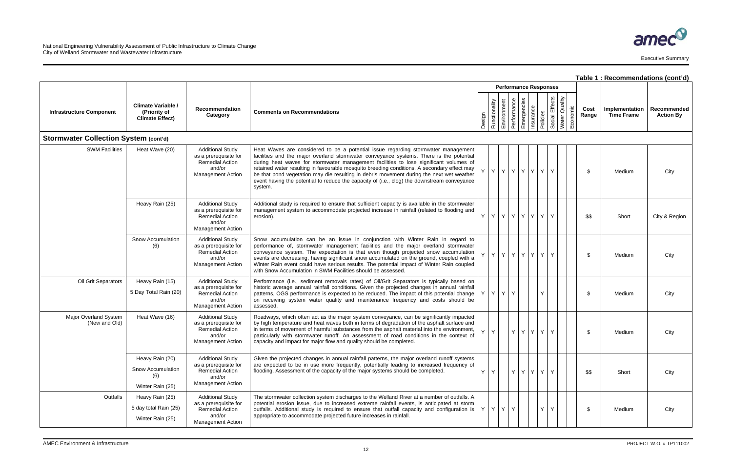**Table 1 : Recommendations (cont'd)**

| Infrastructure Component | Climate Variable / (Priority of Climate Effect) | Recommendation Category | Comments on Recommendations | Performance Responses | | | | | | | | | | Cost Range | Implementation Time Frame | Recommended Action By |
|---|---|---|---|---|---|---|---|---|---|---|---|---|---|---|---|---|
| | | | | Design | Functionality | Environment | Performance | Emergencies | Insurance | Policies | Social Effects | Water Quality | Economic | | | |
| **Stormwater Collection System (cont'd)** | | | | | | | | | | | | | | | | |
| SWM Facilities | Heat Wave (20) | Additional Study as a prerequisite for Remedial Action and/or Management Action | Heat Waves are considered to be a potential issue regarding stormwater management facilities and the major overland stormwater conveyance systems. There is the potential during heat waves for stormwater management facilities to lose significant volumes of retained water resulting in favourable mosquito breeding conditions. A secondary effect may be that pond vegetation may die resulting in debris movement during the next wet weather event having the potential to reduce the capacity of (i.e., clog) the downstream conveyance system. | Y | Y | Y | Y | Y | Y | Y | Y | | | $ | Medium | City |
| | Heavy Rain (25) | Additional Study as a prerequisite for Remedial Action and/or Management Action | Additional study is required to ensure that sufficient capacity is available in the stormwater management system to accommodate projected increase in rainfall (related to flooding and erosion). | Y | Y | Y | Y | Y | Y | Y | Y | | | $$ | Short | City & Region |
| | Snow Accumulation (6) | Additional Study as a prerequisite for Remedial Action and/or Management Action | Snow accumulation can be an issue in conjunction with Winter Rain in regard to performance of, stormwater management facilities and the major overland stormwater conveyance system. The expectation is that even though projected snow accumulation events are decreasing, having significant snow accumulated on the ground, coupled with a Winter Rain event could have serious results. The potential impact of Winter Rain coupled with Snow Accumulation in SWM Facilities should be assessed. | Y | Y | Y | Y | Y | Y | Y | Y | | | $ | Medium | City |
| Oil Grit Separators | Heavy Rain (15)<br><br>5 Day Total Rain (20) | Additional Study as a prerequisite for Remedial Action and/or Management Action | Performance (i.e., sediment removals rates) of Oil/Grit Separators is typically based on historic average annual rainfall conditions. Given the projected changes in annual rainfall patterns, OGS performance is expected to be reduced. The impact of this potential change on receiving system water quality and maintenance frequency and costs should be assessed. | Y | Y | Y | Y | | | Y | | | | $ | Medium | City |
| Major Overland System (New and Old) | Heat Wave (16) | Additional Study as a prerequisite for Remedial Action and/or Management Action | Roadways, which often act as the major system conveyance, can be significantly impacted by high temperature and heat waves both in terms of degradation of the asphalt surface and in terms of movement of harmful substances from the asphalt material into the environment, particularly with stormwater runoff. An assessment of road conditions in the context of capacity and impact for major flow and quality should be completed. | Y | Y | | Y | Y | Y | Y | Y | | | $ | Medium | City |
| | Heavy Rain (20)<br><br>Snow Accumulation (6)<br><br>Winter Rain (25) | Additional Study as a prerequisite for Remedial Action and/or Management Action | Given the projected changes in annual rainfall patterns, the major overland runoff systems are expected to be in use more frequently, potentially leading to increased frequency of flooding. Assessment of the capacity of the major systems should be completed. | Y | Y | | Y | Y | Y | Y | Y | | | $$ | Short | City |
| Outfalls | Heavy Rain (25)<br><br>5 day total Rain (25)<br><br>Winter Rain (25) | Additional Study as a prerequisite for Remedial Action and/or Management Action | The stormwater collection system discharges to the Welland River at a number of outfalls. A potential erosion issue, due to increased extreme rainfall events, is anticipated at storm outfalls. Additional study is required to ensure that outfall capacity and configuration is appropriate to accommodate projected future increases in rainfall. | Y | Y | Y | Y | | | Y | Y | | | $ | Medium | City |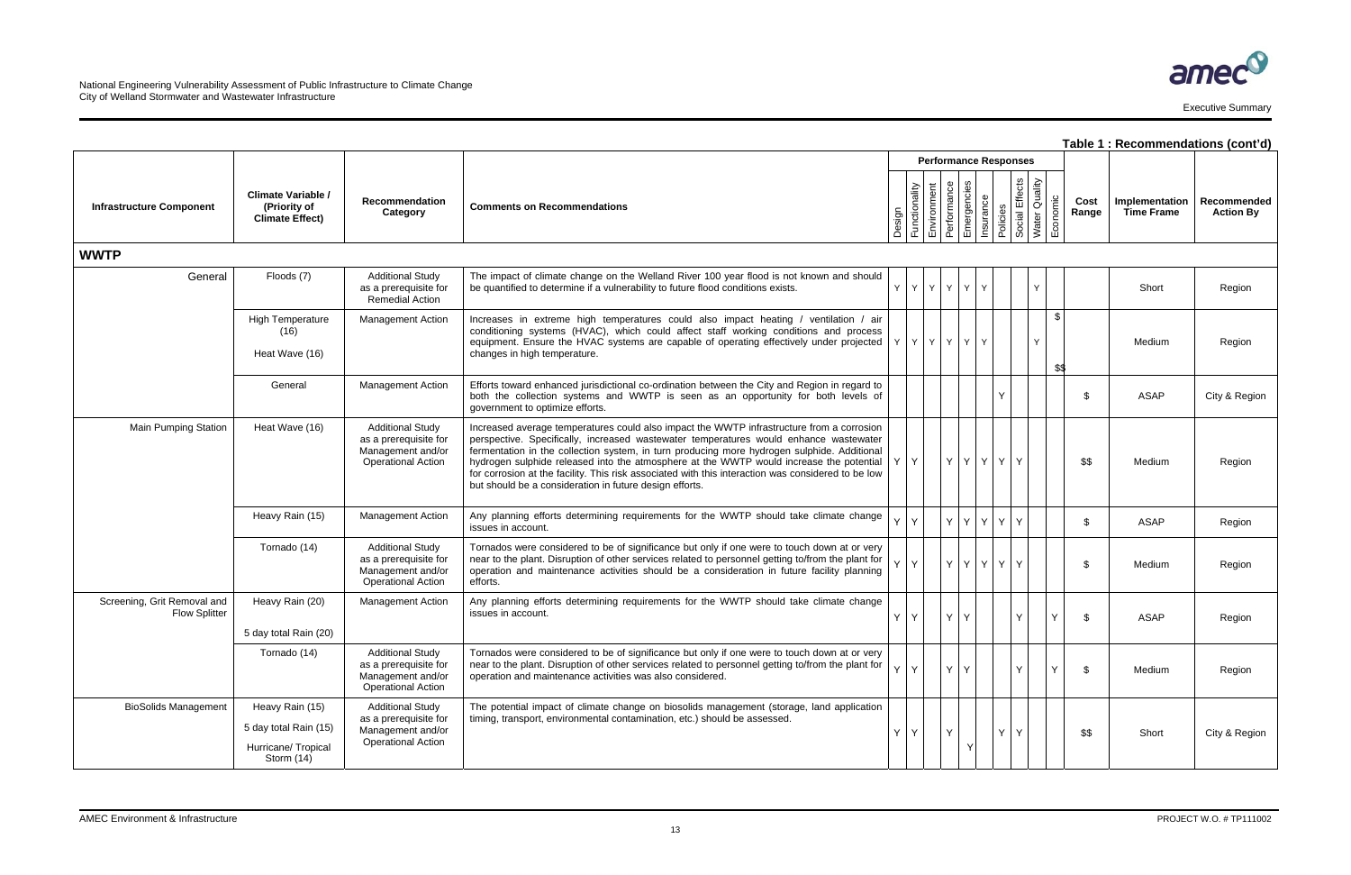**Table 1 : Recommendations (cont'd)**

| Infrastructure Component | Climate Variable / (Priority of Climate Effect) | Recommendation Category | Comments on Recommendations | Performance Responses | | | | | | | | | | Cost Range | Implementation Time Frame | Recommended Action By |
|---|---|---|---|---|---|---|---|---|---|---|---|---|---|---|---|---|
| | | | | Design | Functionality | Environment | Performance | Emergencies | Insurance | Policies | Social Effects | Water Quality | Economic | | | |
| **WWTP** | | | | | | | | | | | | | | | | |
| General | Floods (7) | Additional Study as a prerequisite for Remedial Action | The impact of climate change on the Welland River 100 year flood is not known and should be quantified to determine if a vulnerability to future flood conditions exists. | Y | Y | Y | Y | Y | Y | | | Y | | | Short | Region |
| | High Temperature (16)<br>Heat Wave (16) | Management Action | Increases in extreme high temperatures could also impact heating / ventilation / air conditioning systems (HVAC), which could affect staff working conditions and process equipment. Ensure the HVAC systems are capable of operating effectively under projected changes in high temperature. | Y | Y | Y | Y | Y | Y | | | Y | | $ $$ | Medium | Region |
| | General | Management Action | Efforts toward enhanced jurisdictional co-ordination between the City and Region in regard to both the collection systems and WWTP is seen as an opportunity for both levels of government to optimize efforts. | | | | | | | Y | | | | $ | ASAP | City & Region |
| Main Pumping Station | Heat Wave (16) | Additional Study as a prerequisite for Management and/or Operational Action | Increased average temperatures could also impact the WWTP infrastructure from a corrosion perspective. Specifically, increased wastewater temperatures would enhance wastewater fermentation in the collection system, in turn producing more hydrogen sulphide. Additional hydrogen sulphide released into the atmosphere at the WWTP would increase the potential for corrosion at the facility. This risk associated with this interaction was considered to be low but should be a consideration in future design efforts. | Y | Y | | Y | Y | Y | Y | Y | | | $$ | Medium | Region |
| | Heavy Rain (15) | Management Action | Any planning efforts determining requirements for the WWTP should take climate change issues in account. | Y | Y | | Y | Y | Y | Y | Y | | | $ | ASAP | Region |
| | Tornado (14) | Additional Study as a prerequisite for Management and/or Operational Action | Tornados were considered to be of significance but only if one were to touch down at or very near to the plant. Disruption of other services related to personnel getting to/from the plant for operation and maintenance activities should be a consideration in future facility planning efforts. | Y | Y | | Y | Y | Y | Y | Y | | | $ | Medium | Region |
| Screening, Grit Removal and Flow Splitter | Heavy Rain (20)<br>5 day total Rain (20) | Management Action | Any planning efforts determining requirements for the WWTP should take climate change issues in account. | Y | Y | | Y | Y | | | Y | | Y | $ | ASAP | Region |
| | Tornado (14) | Additional Study as a prerequisite for Management and/or Operational Action | Tornados were considered to be of significance but only if one were to touch down at or very near to the plant. Disruption of other services related to personnel getting to/from the plant for operation and maintenance activities was also considered. | Y | Y | | Y | Y | | | Y | | Y | $ | Medium | Region |
| BioSolids Management | Heavy Rain (15)<br>5 day total Rain (15)<br>Hurricane/ Tropical Storm (14) | Additional Study as a prerequisite for Management and/or Operational Action | The potential impact of climate change on biosolids management (storage, land application timing, transport, environmental contamination, etc.) should be assessed. | Y | Y | | Y | Y | | Y | Y | | | $$ | Short | City & Region |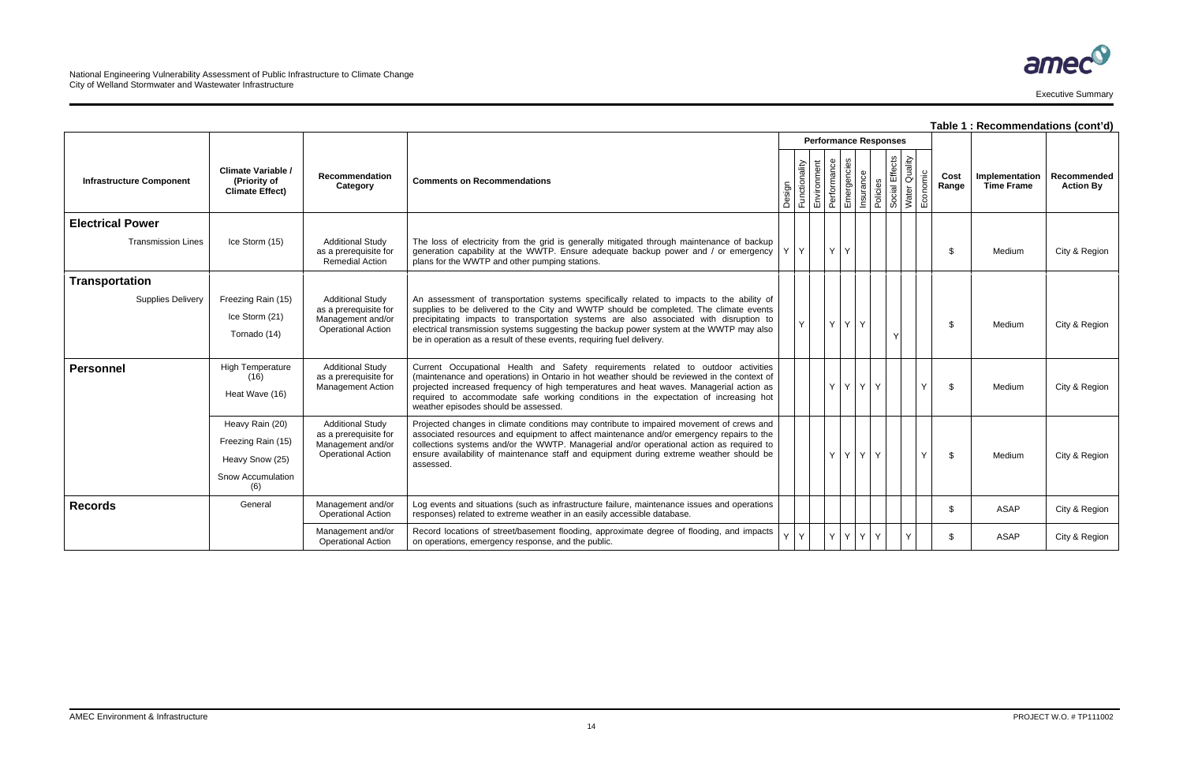**Table 1 : Recommendations (cont'd)**

| Infrastructure Component | Climate Variable / (Priority of Climate Effect) | Recommendation Category | Comments on Recommendations | Performance Responses | | | | | | | | | | Cost Range | Implementation Time Frame | Recommended Action By |
|---|---|---|---|---|---|---|---|---|---|---|---|---|---|---|---|---|
| | | | | Design | Functionality | Environment | Performance | Emergencies | Insurance | Policies | Social Effects | Water Quality | Economic | | | |
| **Electrical Power** | | | | | | | | | | | | | | | | |
| Transmission Lines | Ice Storm (15) | Additional Study as a prerequisite for Remedial Action | The loss of electricity from the grid is generally mitigated through maintenance of backup generation capability at the WWTP. Ensure adequate backup power and / or emergency plans for the WWTP and other pumping stations. | Y | Y | | Y | Y | | | | | | $ | Medium | City & Region |
| **Transportation** | | | | | | | | | | | | | | | | |
| Supplies Delivery | Freezing Rain (15)<br>Ice Storm (21)<br>Tornado (14) | Additional Study as a prerequisite for Management and/or Operational Action | An assessment of transportation systems specifically related to impacts to the ability of supplies to be delivered to the City and WWTP should be completed. The climate events precipitating impacts to transportation systems are also associated with disruption to electrical transmission systems suggesting the backup power system at the WWTP may also be in operation as a result of these events, requiring fuel delivery. | | Y | | Y | Y | Y | | Y | | | $ | Medium | City & Region |
| **Personnel** | High Temperature (16)<br>Heat Wave (16) | Additional Study as a prerequisite for Management Action | Current Occupational Health and Safety requirements related to outdoor activities (maintenance and operations) in Ontario in hot weather should be reviewed in the context of projected increased frequency of high temperatures and heat waves. Managerial action as required to accommodate safe working conditions in the expectation of increasing hot weather episodes should be assessed. | | | | Y | Y | Y | Y | | | Y | $ | Medium | City & Region |
| | Heavy Rain (20)<br>Freezing Rain (15)<br>Heavy Snow (25)<br>Snow Accumulation (6) | Additional Study as a prerequisite for Management and/or Operational Action | Projected changes in climate conditions may contribute to impaired movement of crews and associated resources and equipment to affect maintenance and/or emergency repairs to the collections systems and/or the WWTP. Managerial and/or operational action as required to ensure availability of maintenance staff and equipment during extreme weather should be assessed. | | | | Y | Y | Y | Y | | | Y | $ | Medium | City & Region |
| **Records** | General | Management and/or Operational Action | Log events and situations (such as infrastructure failure, maintenance issues and operations responses) related to extreme weather in an easily accessible database. | | | | | | | | | | | $ | ASAP | City & Region |
| | | Management and/or Operational Action | Record locations of street/basement flooding, approximate degree of flooding, and impacts on operations, emergency response, and the public. | Y | Y | | Y | Y | Y | Y | | Y | | $ | ASAP | City & Region |